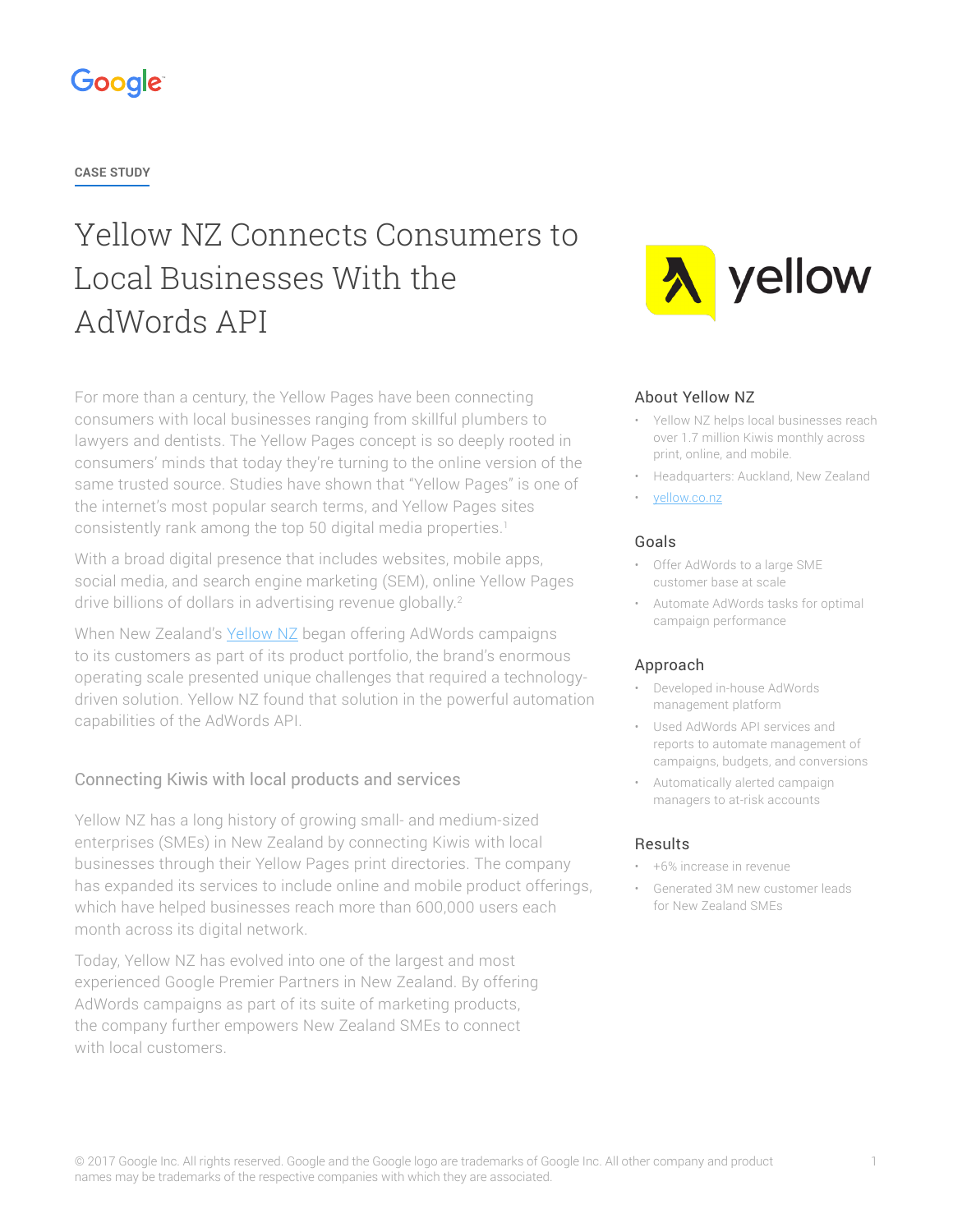CASE STUDY

# Yellow NZ Connects Consumers to Local Businesses With the AdWords API

For more than a century, the Yellow Pages have been connecting consumers with local businesses ranging from skillful plumbers to lawyers and dentists. The Yellow Pages concept is so deeply rooted in consumers' minds that today they're turning to the online version of the same trusted source. Studies have shown that "Yellow Pages" is one of the internet's most popular search terms, and Yellow Pages sites consistently rank among the top 50 digital media properties.[1]

With a broad digital presence that includes websites, mobile apps, social media, and search engine marketing (SEM), online Yellow Pages drive billions of dollars in advertising revenue globally.[2]

When New Zealand's Yellow NZ began offering AdWords campaigns to its customers as part of its product portfolio, the brand's enormous operating scale presented unique challenges that required a technology-driven solution. Yellow NZ found that solution in the powerful automation capabilities of the AdWords API.

## Connecting Kiwis with local products and services

Yellow NZ has a long history of growing small- and medium-sized enterprises (SMEs) in New Zealand by connecting Kiwis with local businesses through their Yellow Pages print directories. The company has expanded its services to include online and mobile product offerings, which have helped businesses reach more than 600,000 users each month across its digital network.

Today, Yellow NZ has evolved into one of the largest and most experienced Google Premier Partners in New Zealand. By offering AdWords campaigns as part of its suite of marketing products, the company further empowers New Zealand SMEs to connect with local customers.

### About Yellow NZ

- Yellow NZ helps local businesses reach over 1.7 million Kiwis monthly across print, online, and mobile.
- Headquarters: Auckland, New Zealand
- yellow.co.nz

### Goals

- Offer AdWords to a large SME customer base at scale
- Automate AdWords tasks for optimal campaign performance

### Approach

- Developed in-house AdWords management platform
- Used AdWords API services and reports to automate management of campaigns, budgets, and conversions
- Automatically alerted campaign managers to at-risk accounts

### Results

- +6% increase in revenue
- Generated 3M new customer leads for New Zealand SMEs

© 2017 Google Inc. All rights reserved. Google and the Google logo are trademarks of Google Inc. All other company and product names may be trademarks of the respective companies with which they are associated.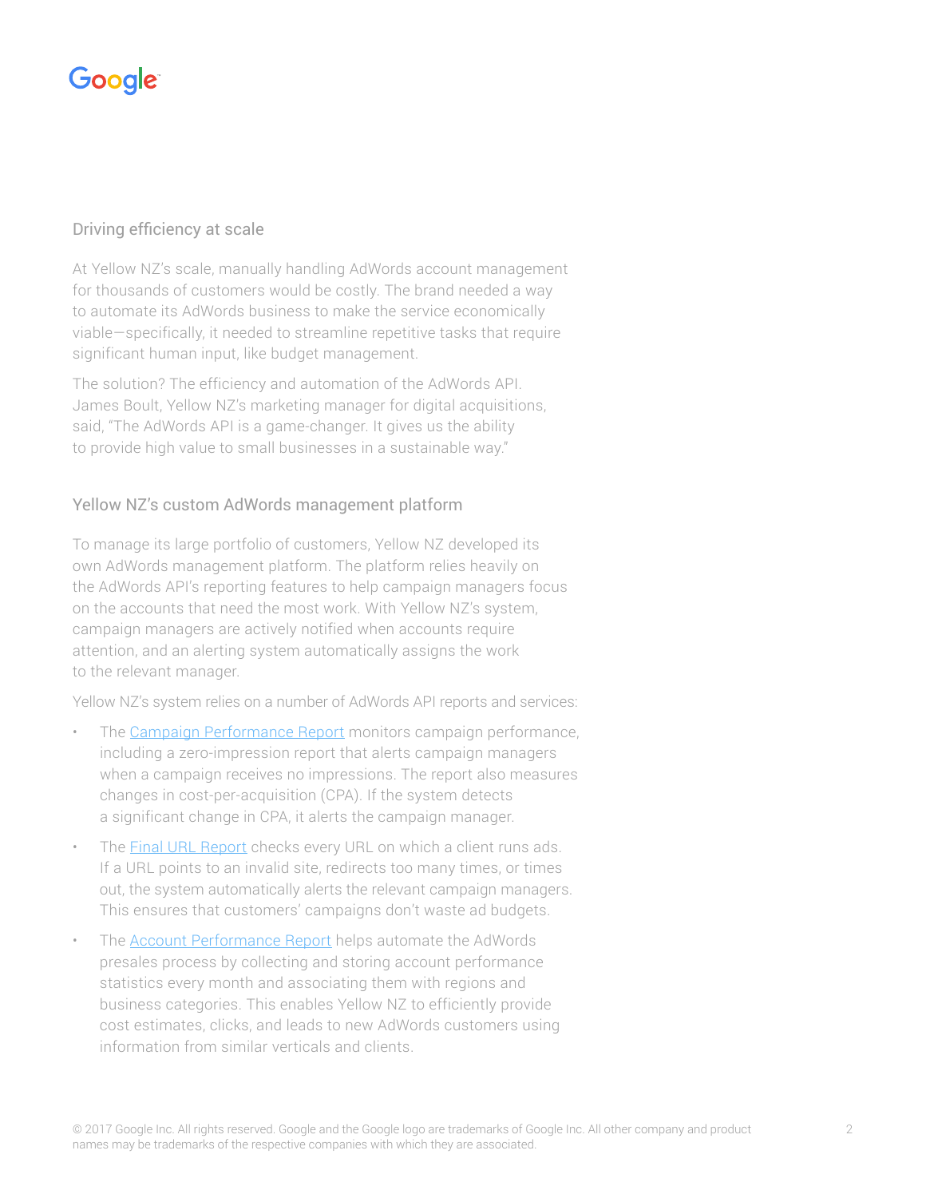## Driving efficiency at scale

At Yellow NZ's scale, manually handling AdWords account management for thousands of customers would be costly. The brand needed a way to automate its AdWords business to make the service economically viable—specifically, it needed to streamline repetitive tasks that require significant human input, like budget management.

The solution? The efficiency and automation of the AdWords API. James Boult, Yellow NZ's marketing manager for digital acquisitions, said, "The AdWords API is a game-changer. It gives us the ability to provide high value to small businesses in a sustainable way."

## Yellow NZ's custom AdWords management platform

To manage its large portfolio of customers, Yellow NZ developed its own AdWords management platform. The platform relies heavily on the AdWords API's reporting features to help campaign managers focus on the accounts that need the most work. With Yellow NZ's system, campaign managers are actively notified when accounts require attention, and an alerting system automatically assigns the work to the relevant manager.

Yellow NZ's system relies on a number of AdWords API reports and services:

- The Campaign Performance Report monitors campaign performance, including a zero-impression report that alerts campaign managers when a campaign receives no impressions. The report also measures changes in cost-per-acquisition (CPA). If the system detects a significant change in CPA, it alerts the campaign manager.
- The Final URL Report checks every URL on which a client runs ads. If a URL points to an invalid site, redirects too many times, or times out, the system automatically alerts the relevant campaign managers. This ensures that customers' campaigns don't waste ad budgets.
- The Account Performance Report helps automate the AdWords presales process by collecting and storing account performance statistics every month and associating them with regions and business categories. This enables Yellow NZ to efficiently provide cost estimates, clicks, and leads to new AdWords customers using information from similar verticals and clients.

© 2017 Google Inc. All rights reserved. Google and the Google logo are trademarks of Google Inc. All other company and product names may be trademarks of the respective companies with which they are associated.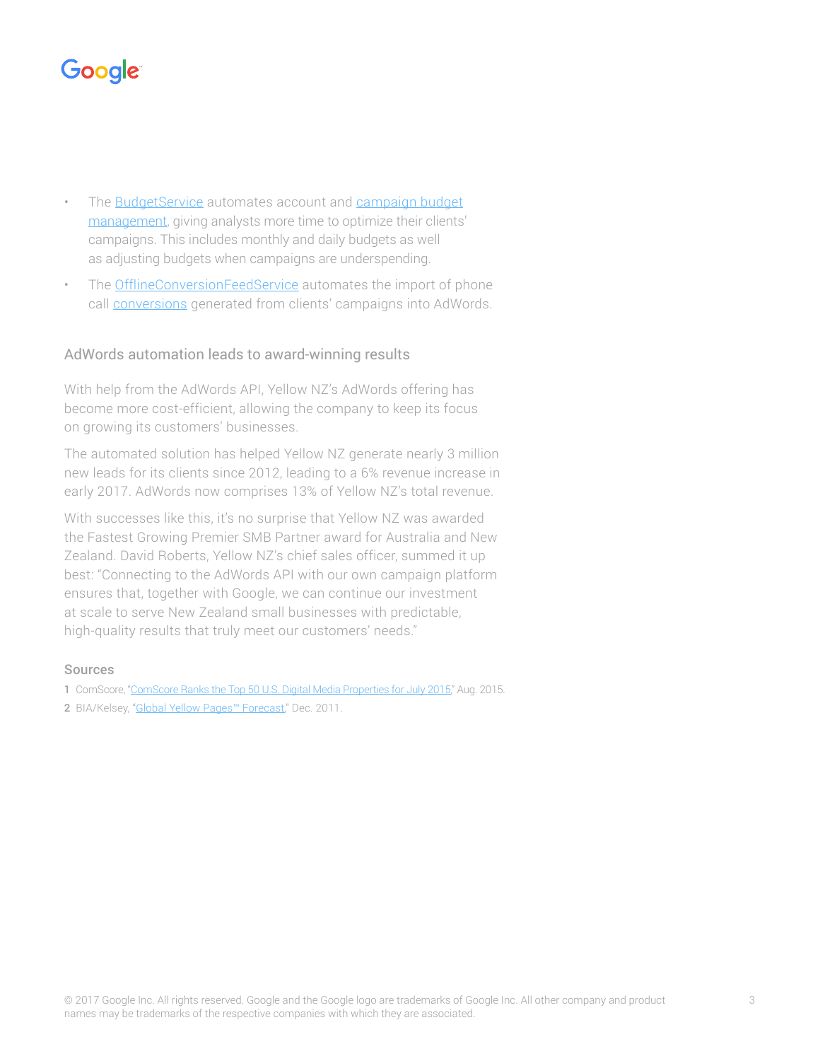- The BudgetService automates account and campaign budget management, giving analysts more time to optimize their clients' campaigns. This includes monthly and daily budgets as well as adjusting budgets when campaigns are underspending.
- The OfflineConversionFeedService automates the import of phone call conversions generated from clients' campaigns into AdWords.

## AdWords automation leads to award-winning results

With help from the AdWords API, Yellow NZ's AdWords offering has become more cost-efficient, allowing the company to keep its focus on growing its customers' businesses.

The automated solution has helped Yellow NZ generate nearly 3 million new leads for its clients since 2012, leading to a 6% revenue increase in early 2017. AdWords now comprises 13% of Yellow NZ's total revenue.

With successes like this, it's no surprise that Yellow NZ was awarded the Fastest Growing Premier SMB Partner award for Australia and New Zealand. David Roberts, Yellow NZ's chief sales officer, summed it up best: "Connecting to the AdWords API with our own campaign platform ensures that, together with Google, we can continue our investment at scale to serve New Zealand small businesses with predictable, high-quality results that truly meet our customers' needs."

### Sources

1 ComScore, "ComScore Ranks the Top 50 U.S. Digital Media Properties for July 2015," Aug. 2015.

2 BIA/Kelsey, "Global Yellow Pages™ Forecast," Dec. 2011.

© 2017 Google Inc. All rights reserved. Google and the Google logo are trademarks of Google Inc. All other company and product names may be trademarks of the respective companies with which they are associated.